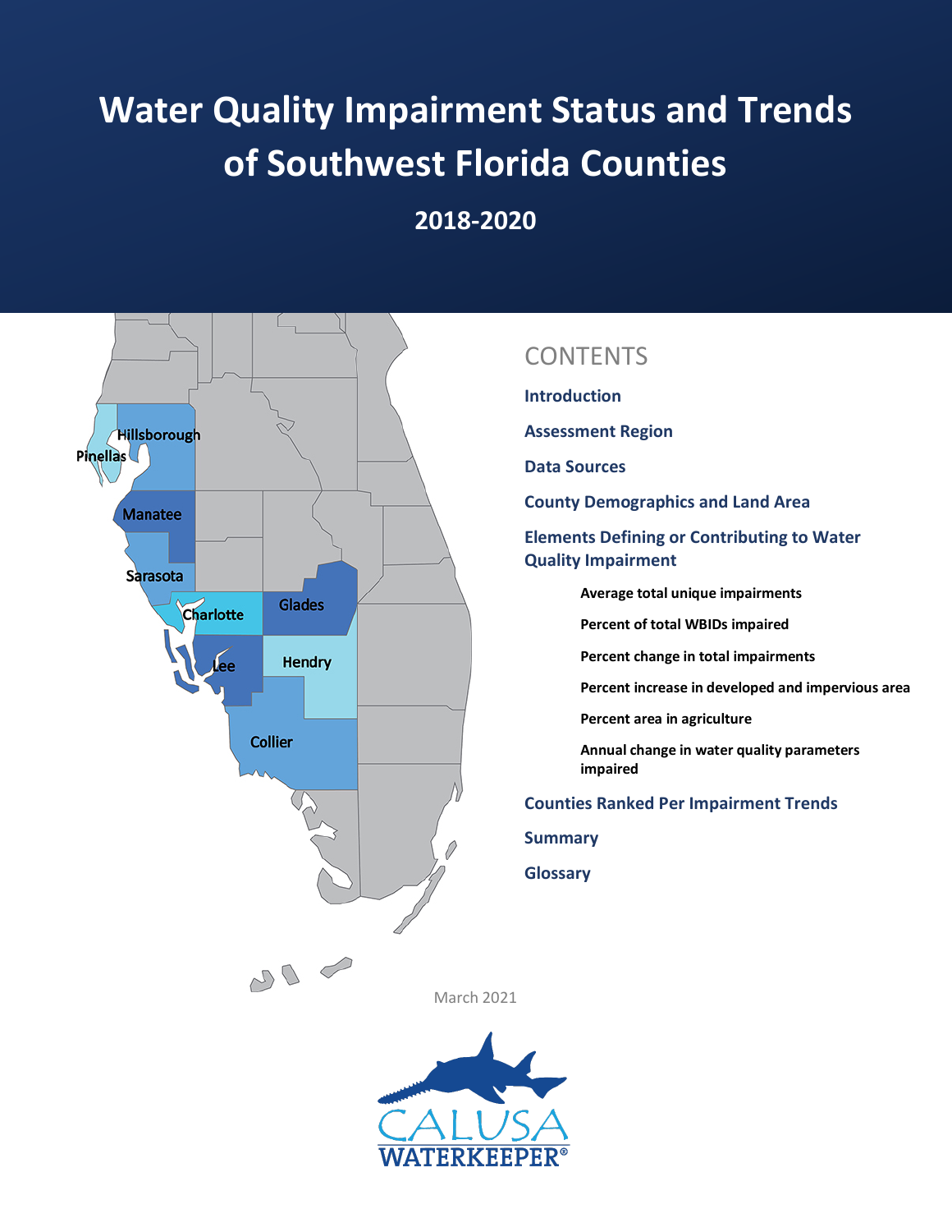# Water Quality Impairment Status and Trends of Southwest Florida Counties

## 2018-2020

## CONTENTS

**Introduction**

**Assessment Region**

**Data Sources**

**County Demographics and Land Area**

**Elements Defining or Contributing to Water Quality Impairment**

- **Average total unique impairments**
- **Percent of total WBIDs impaired**
- **Percent change in total impairments**
- **Percent increase in developed and impervious area**
- **Percent area in agriculture**
- **Annual change in water quality parameters impaired**

**Counties Ranked Per Impairment Trends**

**Summary**

**Glossary**

March 2021

CALUSA WATERKEEPER®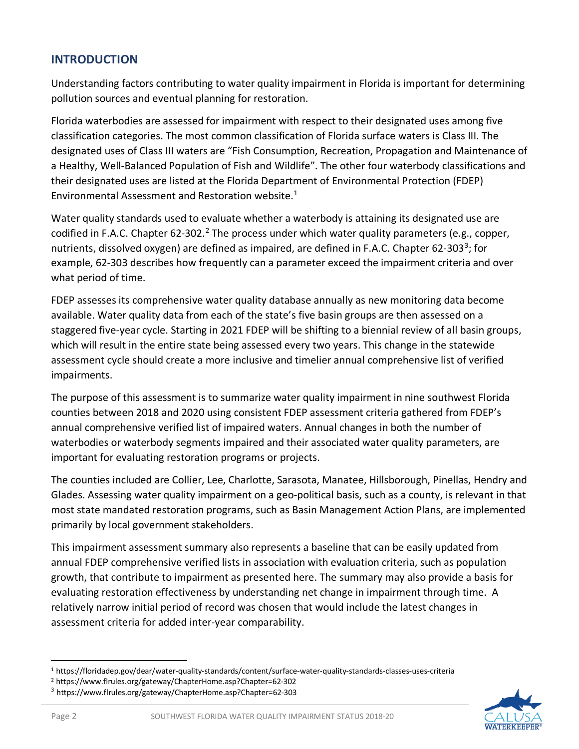## INTRODUCTION

Understanding factors contributing to water quality impairment in Florida is important for determining pollution sources and eventual planning for restoration.

Florida waterbodies are assessed for impairment with respect to their designated uses among five classification categories. The most common classification of Florida surface waters is Class III. The designated uses of Class III waters are "Fish Consumption, Recreation, Propagation and Maintenance of a Healthy, Well-Balanced Population of Fish and Wildlife". The other four waterbody classifications and their designated uses are listed at the Florida Department of Environmental Protection (FDEP) Environmental Assessment and Restoration website.[1]

Water quality standards used to evaluate whether a waterbody is attaining its designated use are codified in F.A.C. Chapter 62-302.[2] The process under which water quality parameters (e.g., copper, nutrients, dissolved oxygen) are defined as impaired, are defined in F.A.C. Chapter 62-303[3]; for example, 62-303 describes how frequently can a parameter exceed the impairment criteria and over what period of time.

FDEP assesses its comprehensive water quality database annually as new monitoring data become available. Water quality data from each of the state's five basin groups are then assessed on a staggered five-year cycle. Starting in 2021 FDEP will be shifting to a biennial review of all basin groups, which will result in the entire state being assessed every two years. This change in the statewide assessment cycle should create a more inclusive and timelier annual comprehensive list of verified impairments.

The purpose of this assessment is to summarize water quality impairment in nine southwest Florida counties between 2018 and 2020 using consistent FDEP assessment criteria gathered from FDEP's annual comprehensive verified list of impaired waters. Annual changes in both the number of waterbodies or waterbody segments impaired and their associated water quality parameters, are important for evaluating restoration programs or projects.

The counties included are Collier, Lee, Charlotte, Sarasota, Manatee, Hillsborough, Pinellas, Hendry and Glades. Assessing water quality impairment on a geo-political basis, such as a county, is relevant in that most state mandated restoration programs, such as Basin Management Action Plans, are implemented primarily by local government stakeholders.

This impairment assessment summary also represents a baseline that can be easily updated from annual FDEP comprehensive verified lists in association with evaluation criteria, such as population growth, that contribute to impairment as presented here. The summary may also provide a basis for evaluating restoration effectiveness by understanding net change in impairment through time. A relatively narrow initial period of record was chosen that would include the latest changes in assessment criteria for added inter-year comparability.

---

[1] https://floridadep.gov/dear/water-quality-standards/content/surface-water-quality-standards-classes-uses-criteria

[2] https://www.flrules.org/gateway/ChapterHome.asp?Chapter=62-302

[3] https://www.flrules.org/gateway/ChapterHome.asp?Chapter=62-303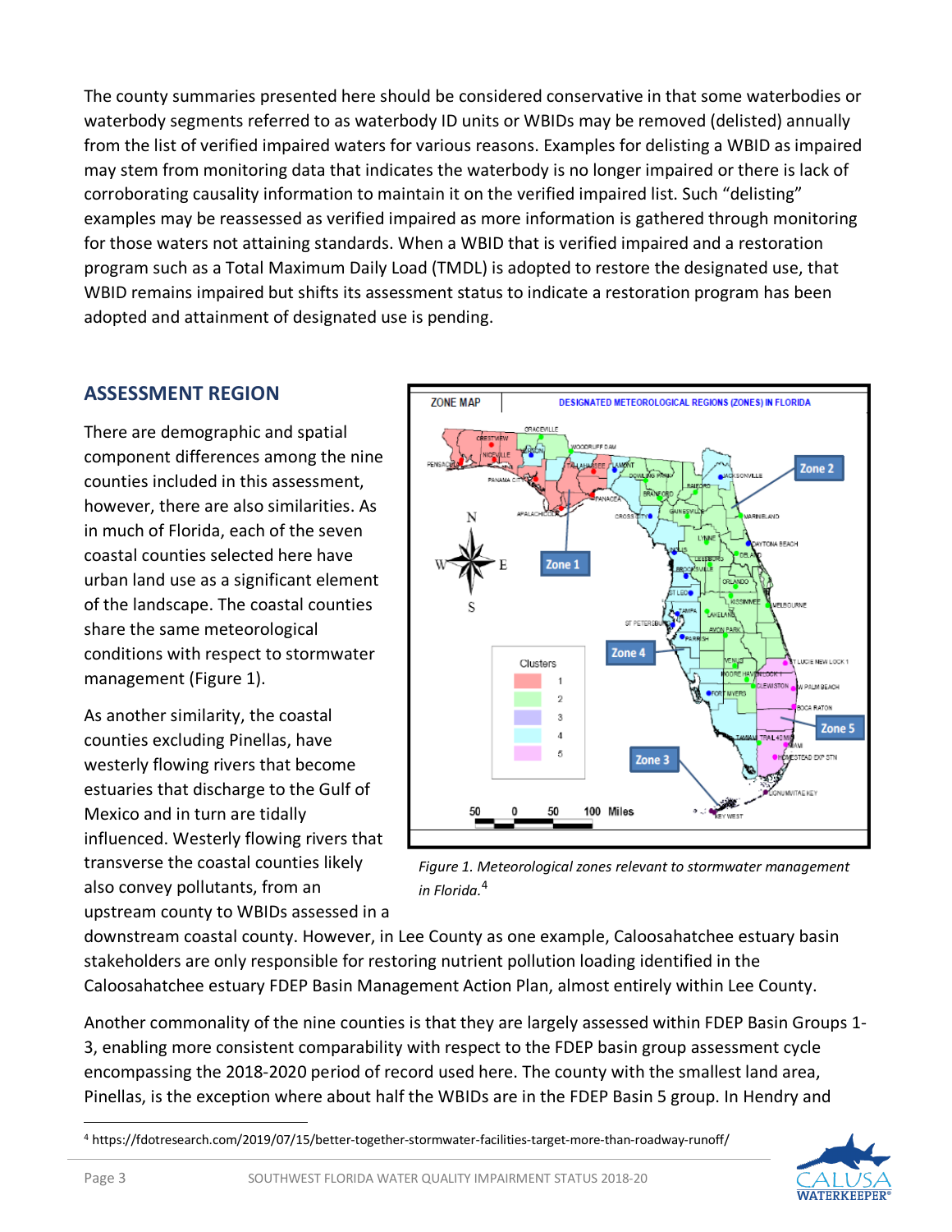The county summaries presented here should be considered conservative in that some waterbodies or waterbody segments referred to as waterbody ID units or WBIDs may be removed (delisted) annually from the list of verified impaired waters for various reasons. Examples for delisting a WBID as impaired may stem from monitoring data that indicates the waterbody is no longer impaired or there is lack of corroborating causality information to maintain it on the verified impaired list. Such "delisting" examples may be reassessed as verified impaired as more information is gathered through monitoring for those waters not attaining standards. When a WBID that is verified impaired and a restoration program such as a Total Maximum Daily Load (TMDL) is adopted to restore the designated use, that WBID remains impaired but shifts its assessment status to indicate a restoration program has been adopted and attainment of designated use is pending.

## ASSESSMENT REGION

There are demographic and spatial component differences among the nine counties included in this assessment, however, there are also similarities. As in much of Florida, each of the seven coastal counties selected here have urban land use as a significant element of the landscape. The coastal counties share the same meteorological conditions with respect to stormwater management (Figure 1).

*Figure 1. Meteorological zones relevant to stormwater management in Florida.*[4]

As another similarity, the coastal counties excluding Pinellas, have westerly flowing rivers that become estuaries that discharge to the Gulf of Mexico and in turn are tidally influenced. Westerly flowing rivers that transverse the coastal counties likely also convey pollutants, from an upstream county to WBIDs assessed in a downstream coastal county. However, in Lee County as one example, Caloosahatchee estuary basin stakeholders are only responsible for restoring nutrient pollution loading identified in the Caloosahatchee estuary FDEP Basin Management Action Plan, almost entirely within Lee County.

Another commonality of the nine counties is that they are largely assessed within FDEP Basin Groups 1-3, enabling more consistent comparability with respect to the FDEP basin group assessment cycle encompassing the 2018-2020 period of record used here. The county with the smallest land area, Pinellas, is the exception where about half the WBIDs are in the FDEP Basin 5 group. In Hendry and

[4] https://fdotresearch.com/2019/07/15/better-together-stormwater-facilities-target-more-than-roadway-runoff/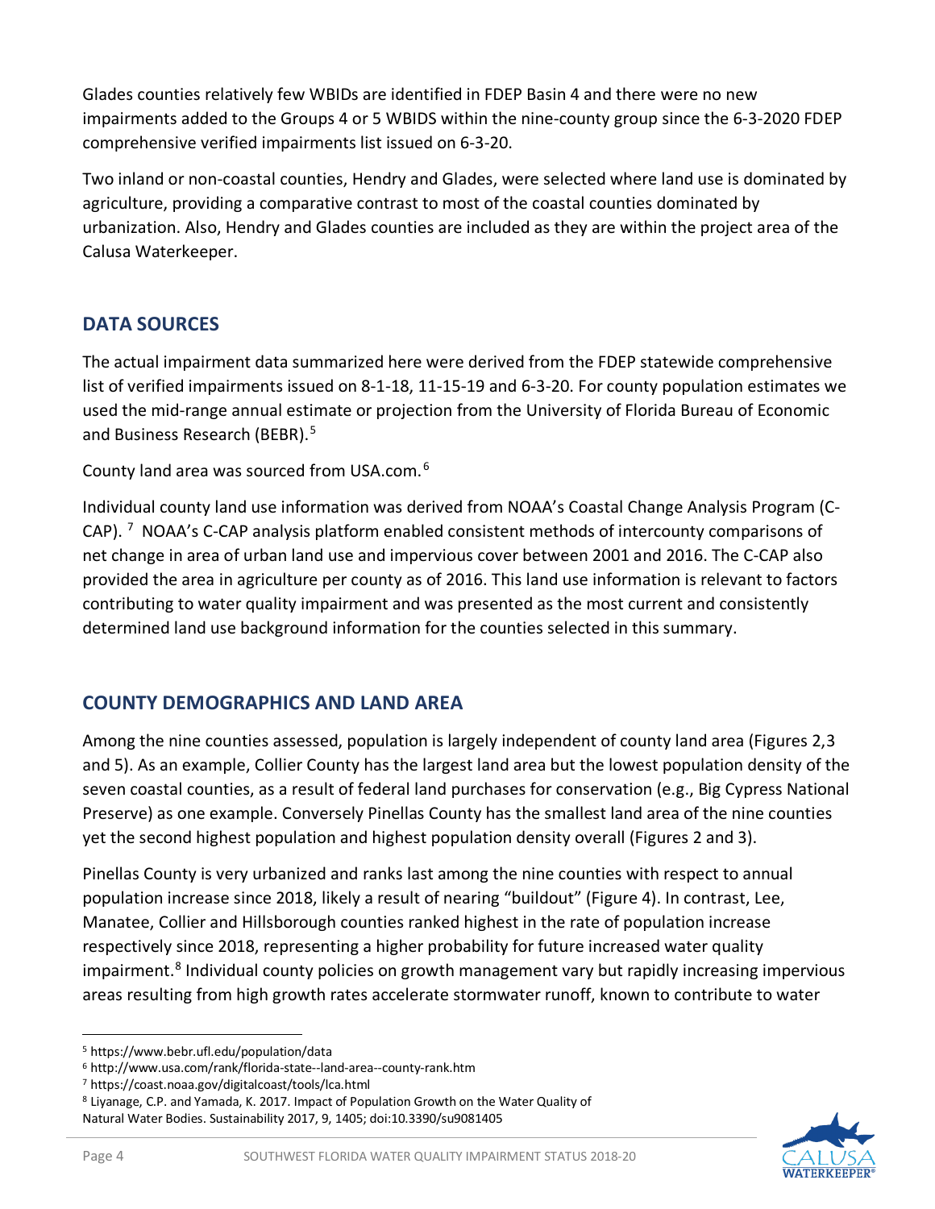Glades counties relatively few WBIDs are identified in FDEP Basin 4 and there were no new impairments added to the Groups 4 or 5 WBIDS within the nine-county group since the 6-3-2020 FDEP comprehensive verified impairments list issued on 6-3-20.

Two inland or non-coastal counties, Hendry and Glades, were selected where land use is dominated by agriculture, providing a comparative contrast to most of the coastal counties dominated by urbanization. Also, Hendry and Glades counties are included as they are within the project area of the Calusa Waterkeeper.

## DATA SOURCES

The actual impairment data summarized here were derived from the FDEP statewide comprehensive list of verified impairments issued on 8-1-18, 11-15-19 and 6-3-20. For county population estimates we used the mid-range annual estimate or projection from the University of Florida Bureau of Economic and Business Research (BEBR).[5]

County land area was sourced from USA.com.[6]

Individual county land use information was derived from NOAA's Coastal Change Analysis Program (C-CAP).[7] NOAA's C-CAP analysis platform enabled consistent methods of intercounty comparisons of net change in area of urban land use and impervious cover between 2001 and 2016. The C-CAP also provided the area in agriculture per county as of 2016. This land use information is relevant to factors contributing to water quality impairment and was presented as the most current and consistently determined land use background information for the counties selected in this summary.

## COUNTY DEMOGRAPHICS AND LAND AREA

Among the nine counties assessed, population is largely independent of county land area (Figures 2,3 and 5). As an example, Collier County has the largest land area but the lowest population density of the seven coastal counties, as a result of federal land purchases for conservation (e.g., Big Cypress National Preserve) as one example. Conversely Pinellas County has the smallest land area of the nine counties yet the second highest population and highest population density overall (Figures 2 and 3).

Pinellas County is very urbanized and ranks last among the nine counties with respect to annual population increase since 2018, likely a result of nearing "buildout" (Figure 4). In contrast, Lee, Manatee, Collier and Hillsborough counties ranked highest in the rate of population increase respectively since 2018, representing a higher probability for future increased water quality impairment.[8] Individual county policies on growth management vary but rapidly increasing impervious areas resulting from high growth rates accelerate stormwater runoff, known to contribute to water

---

[5] https://www.bebr.ufl.edu/population/data

[6] http://www.usa.com/rank/florida-state--land-area--county-rank.htm

[7] https://coast.noaa.gov/digitalcoast/tools/lca.html

[8] Liyanage, C.P. and Yamada, K. 2017. Impact of Population Growth on the Water Quality of Natural Water Bodies. Sustainability 2017, 9, 1405; doi:10.3390/su9081405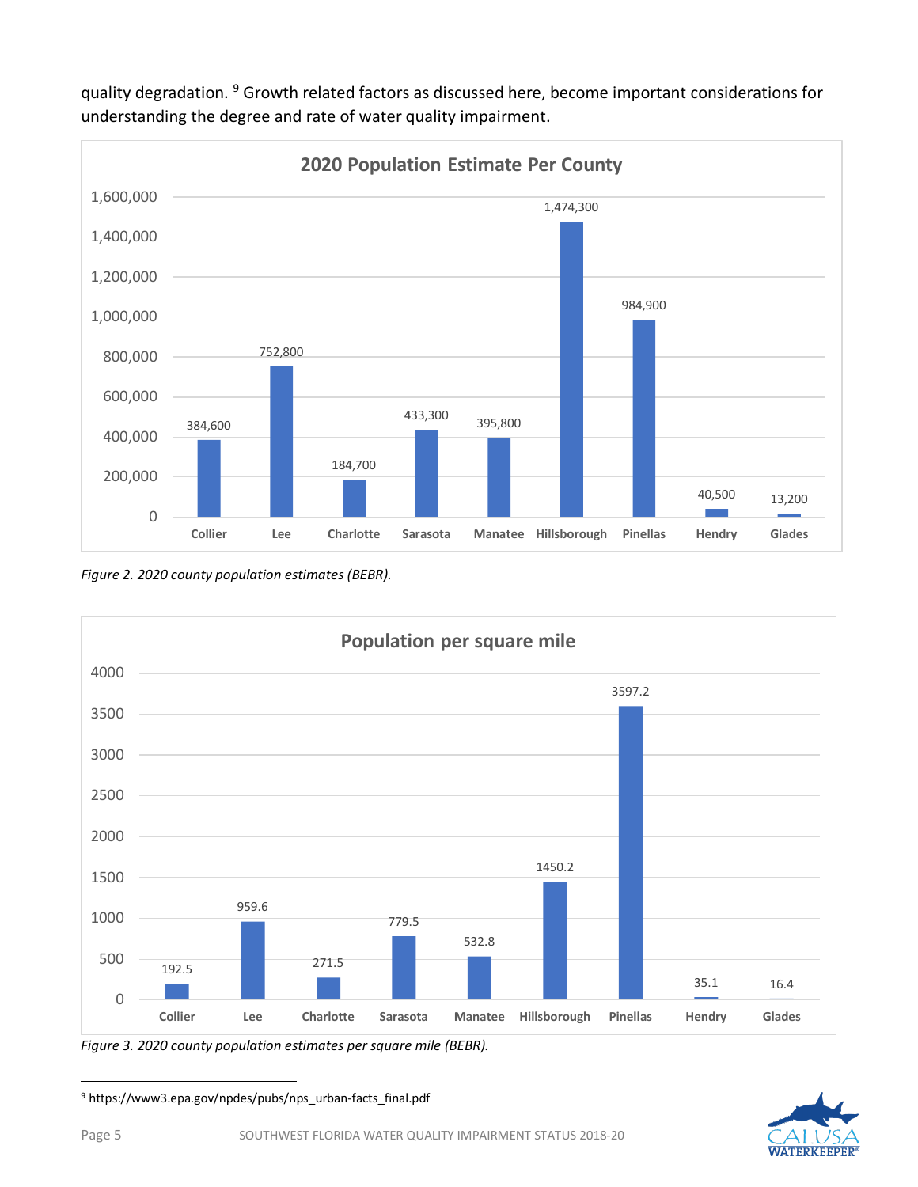quality degradation.[9] Growth related factors as discussed here, become important considerations for understanding the degree and rate of water quality impairment.

**2020 Population Estimate Per County**

| County | Population |
| --- | --- |
| Collier | 384,600 |
| Lee | 752,800 |
| Charlotte | 184,700 |
| Sarasota | 433,300 |
| Manatee | 395,800 |
| Hillsborough | 1,474,300 |
| Pinellas | 984,900 |
| Hendry | 40,500 |
| Glades | 13,200 |

*Figure 2. 2020 county population estimates (BEBR).*

**Population per square mile**

| County | Population per square mile |
| --- | --- |
| Collier | 192.5 |
| Lee | 959.6 |
| Charlotte | 271.5 |
| Sarasota | 779.5 |
| Manatee | 532.8 |
| Hillsborough | 1450.2 |
| Pinellas | 3597.2 |
| Hendry | 35.1 |
| Glades | 16.4 |

*Figure 3. 2020 county population estimates per square mile (BEBR).*

---

[9] https://www3.epa.gov/npdes/pubs/nps_urban-facts_final.pdf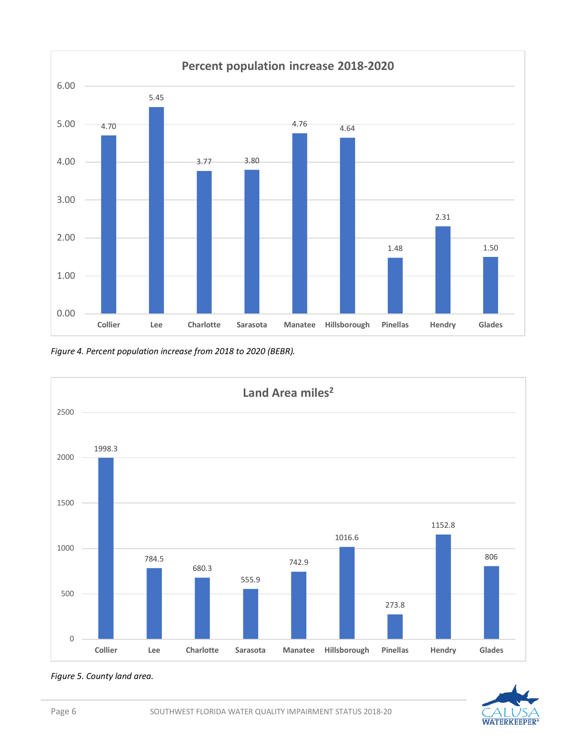**Percent population increase 2018-2020**

| County | Percent increase |
|---|---|
| Collier | 4.70 |
| Lee | 5.45 |
| Charlotte | 3.77 |
| Sarasota | 3.80 |
| Manatee | 4.76 |
| Hillsborough | 4.64 |
| Pinellas | 1.48 |
| Hendry | 2.31 |
| Glades | 1.50 |

*Figure 4. Percent population increase from 2018 to 2020 (BEBR).*

**Land Area miles$^2$**

| County | Land Area (miles$^2$) |
|---|---|
| Collier | 1998.3 |
| Lee | 784.5 |
| Charlotte | 680.3 |
| Sarasota | 555.9 |
| Manatee | 742.9 |
| Hillsborough | 1016.6 |
| Pinellas | 273.8 |
| Hendry | 1152.8 |
| Glades | 806 |

*Figure 5. County land area.*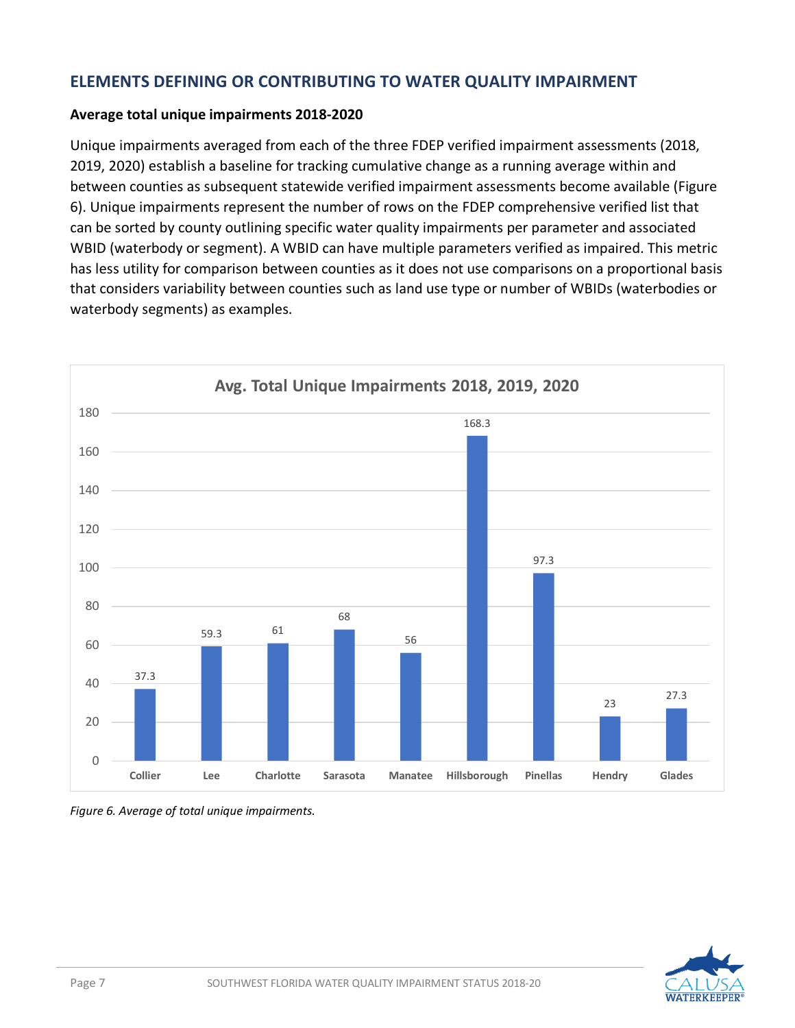## ELEMENTS DEFINING OR CONTRIBUTING TO WATER QUALITY IMPAIRMENT

**Average total unique impairments 2018-2020**

Unique impairments averaged from each of the three FDEP verified impairment assessments (2018, 2019, 2020) establish a baseline for tracking cumulative change as a running average within and between counties as subsequent statewide verified impairment assessments become available (Figure 6). Unique impairments represent the number of rows on the FDEP comprehensive verified list that can be sorted by county outlining specific water quality impairments per parameter and associated WBID (waterbody or segment). A WBID can have multiple parameters verified as impaired. This metric has less utility for comparison between counties as it does not use comparisons on a proportional basis that considers variability between counties such as land use type or number of WBIDs (waterbodies or waterbody segments) as examples.

**Avg. Total Unique Impairments 2018, 2019, 2020**

| County | Avg. Total Unique Impairments |
|---|---|
| Collier | 37.3 |
| Lee | 59.3 |
| Charlotte | 61 |
| Sarasota | 68 |
| Manatee | 56 |
| Hillsborough | 168.3 |
| Pinellas | 97.3 |
| Hendry | 23 |
| Glades | 27.3 |

*Figure 6. Average of total unique impairments.*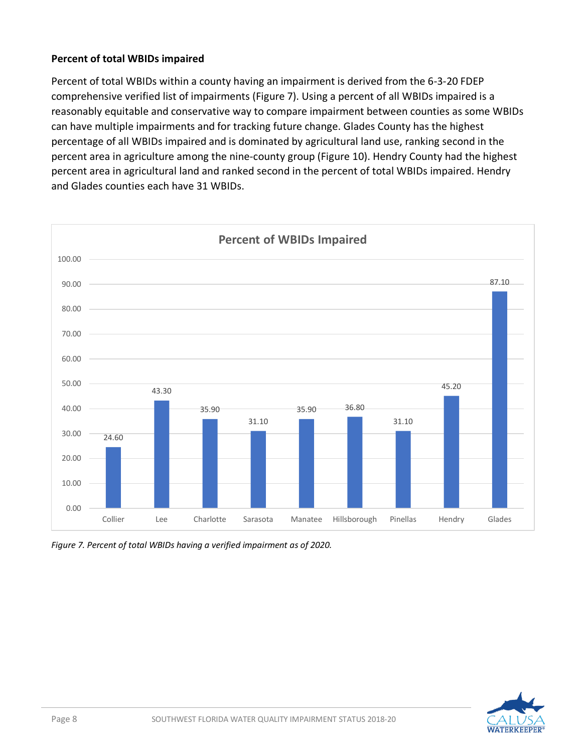**Percent of total WBIDs impaired**

Percent of total WBIDs within a county having an impairment is derived from the 6-3-20 FDEP comprehensive verified list of impairments (Figure 7). Using a percent of all WBIDs impaired is a reasonably equitable and conservative way to compare impairment between counties as some WBIDs can have multiple impairments and for tracking future change. Glades County has the highest percentage of all WBIDs impaired and is dominated by agricultural land use, ranking second in the percent area in agriculture among the nine-county group (Figure 10). Hendry County had the highest percent area in agricultural land and ranked second in the percent of total WBIDs impaired. Hendry and Glades counties each have 31 WBIDs.

**Percent of WBIDs Impaired**

| County | Percent of WBIDs Impaired |
| --- | --- |
| Collier | 24.60 |
| Lee | 43.30 |
| Charlotte | 35.90 |
| Sarasota | 31.10 |
| Manatee | 35.90 |
| Hillsborough | 36.80 |
| Pinellas | 31.10 |
| Hendry | 45.20 |
| Glades | 87.10 |

*Figure 7. Percent of total WBIDs having a verified impairment as of 2020.*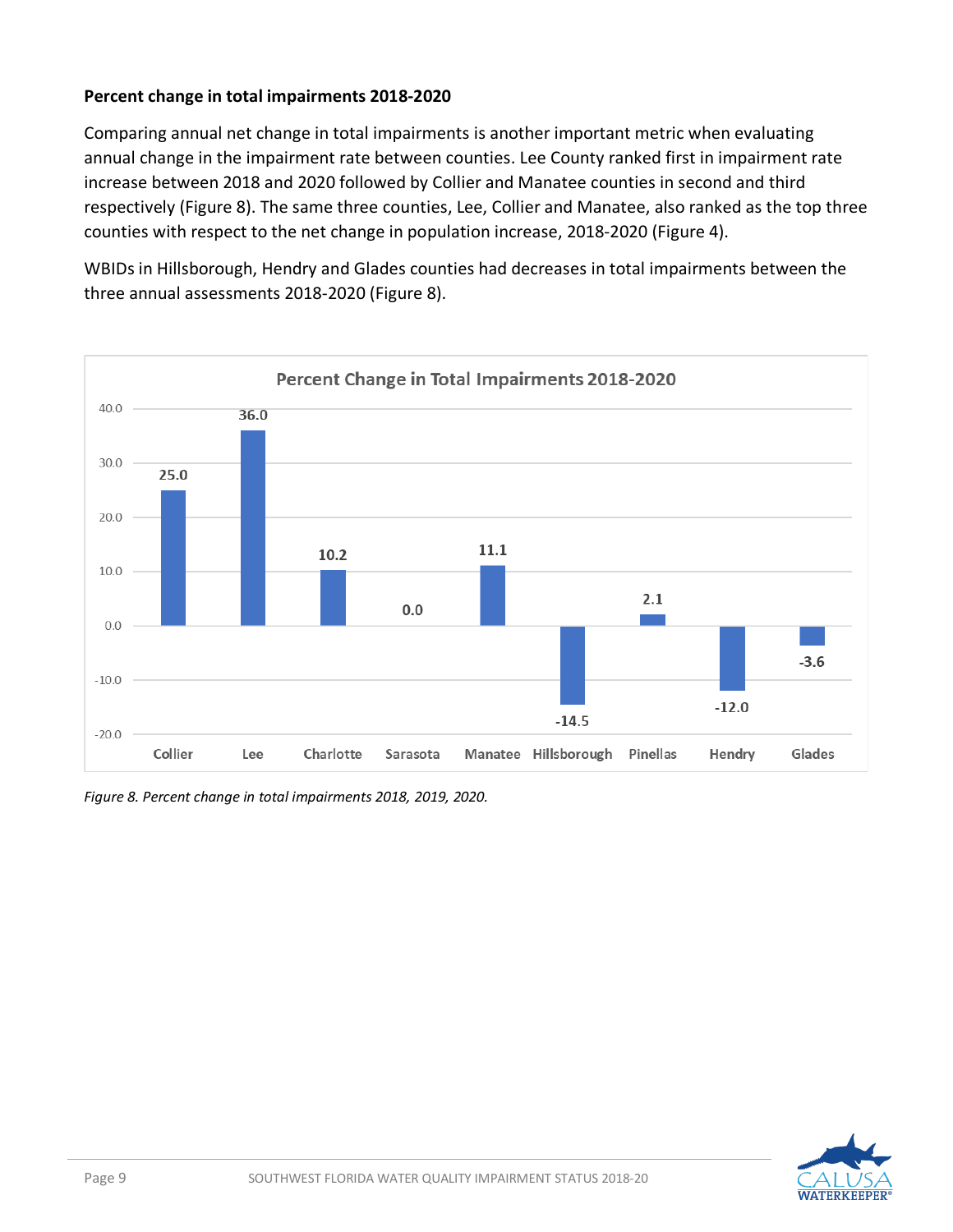**Percent change in total impairments 2018-2020**

Comparing annual net change in total impairments is another important metric when evaluating annual change in the impairment rate between counties. Lee County ranked first in impairment rate increase between 2018 and 2020 followed by Collier and Manatee counties in second and third respectively (Figure 8). The same three counties, Lee, Collier and Manatee, also ranked as the top three counties with respect to the net change in population increase, 2018-2020 (Figure 4).

WBIDs in Hillsborough, Hendry and Glades counties had decreases in total impairments between the three annual assessments 2018-2020 (Figure 8).

**Percent Change in Total Impairments 2018-2020**

| County | Percent Change |
| --- | --- |
| Collier | 25.0 |
| Lee | 36.0 |
| Charlotte | 10.2 |
| Sarasota | 0.0 |
| Manatee | 11.1 |
| Hillsborough | -14.5 |
| Pinellas | 2.1 |
| Hendry | -12.0 |
| Glades | -3.6 |

*Figure 8. Percent change in total impairments 2018, 2019, 2020.*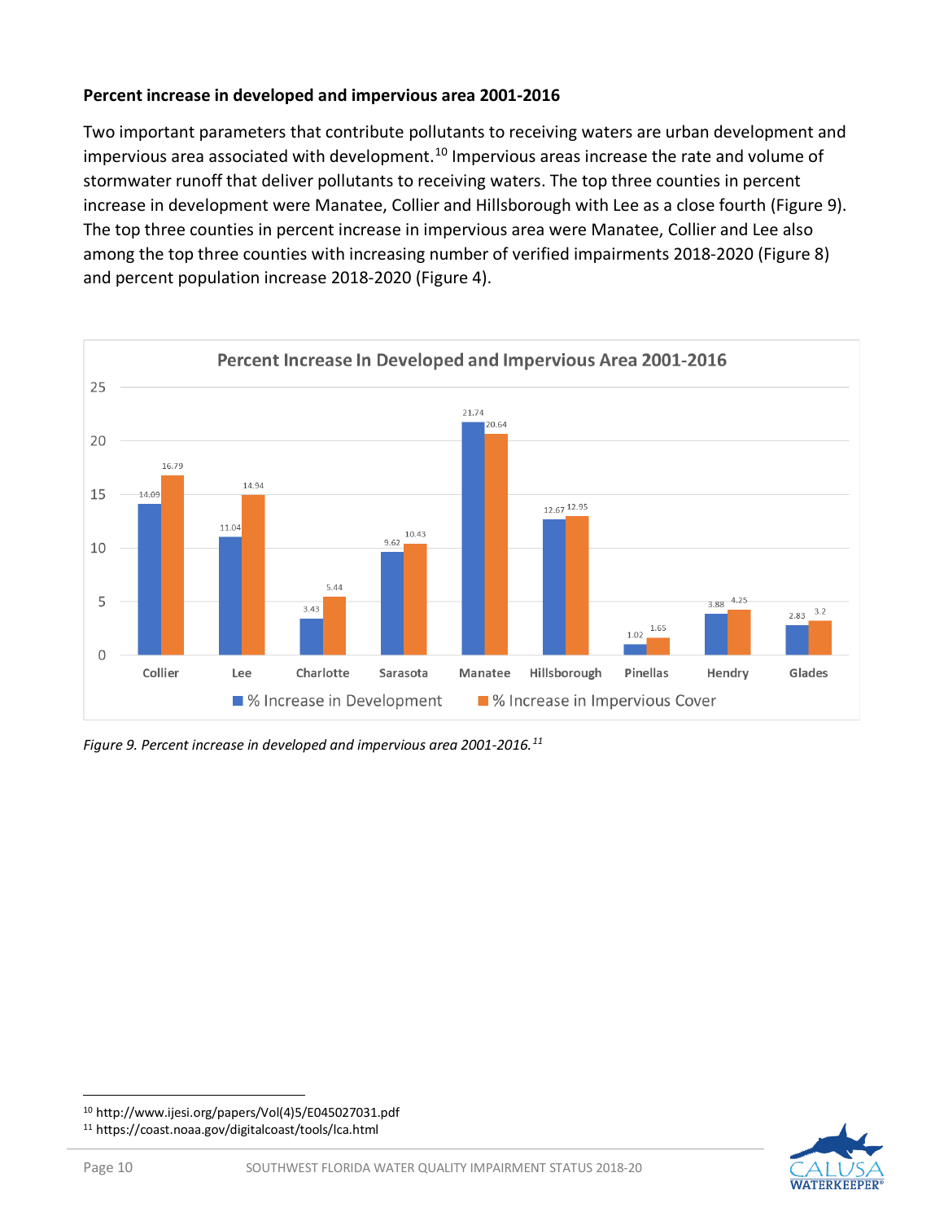**Percent increase in developed and impervious area 2001-2016**

Two important parameters that contribute pollutants to receiving waters are urban development and impervious area associated with development.[10] Impervious areas increase the rate and volume of stormwater runoff that deliver pollutants to receiving waters. The top three counties in percent increase in development were Manatee, Collier and Hillsborough with Lee as a close fourth (Figure 9). The top three counties in percent increase in impervious area were Manatee, Collier and Lee also among the top three counties with increasing number of verified impairments 2018-2020 (Figure 8) and percent population increase 2018-2020 (Figure 4).

**Percent Increase In Developed and Impervious Area 2001-2016**

| County | % Increase in Development | % Increase in Impervious Cover |
| --- | --- | --- |
| Collier | 14.09 | 16.79 |
| Lee | 11.04 | 14.94 |
| Charlotte | 3.43 | 5.44 |
| Sarasota | 9.62 | 10.43 |
| Manatee | 21.74 | 20.64 |
| Hillsborough | 12.67 | 12.95 |
| Pinellas | 1.02 | 1.65 |
| Hendry | 3.88 | 4.25 |
| Glades | 2.83 | 3.2 |

*Figure 9. Percent increase in developed and impervious area 2001-2016.*[11]

---

[10] http://www.ijesi.org/papers/Vol(4)5/E045027031.pdf

[11] https://coast.noaa.gov/digitalcoast/tools/lca.html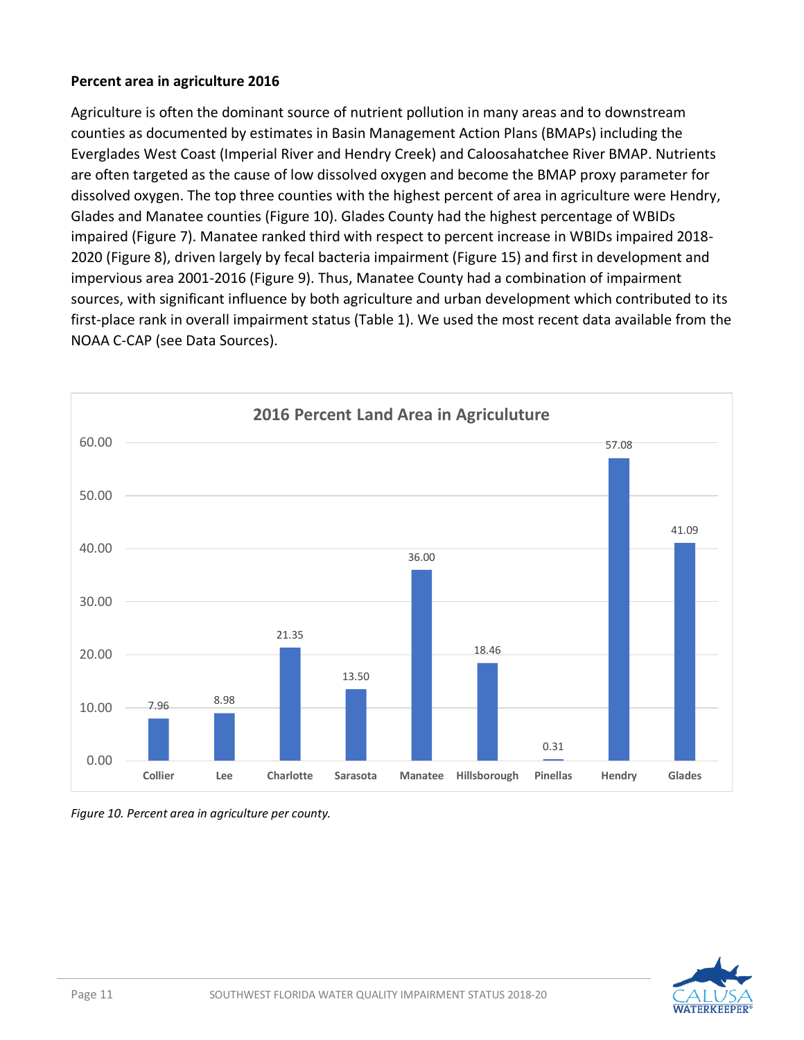**Percent area in agriculture 2016**

Agriculture is often the dominant source of nutrient pollution in many areas and to downstream counties as documented by estimates in Basin Management Action Plans (BMAPs) including the Everglades West Coast (Imperial River and Hendry Creek) and Caloosahatchee River BMAP. Nutrients are often targeted as the cause of low dissolved oxygen and become the BMAP proxy parameter for dissolved oxygen. The top three counties with the highest percent of area in agriculture were Hendry, Glades and Manatee counties (Figure 10). Glades County had the highest percentage of WBIDs impaired (Figure 7). Manatee ranked third with respect to percent increase in WBIDs impaired 2018-2020 (Figure 8), driven largely by fecal bacteria impairment (Figure 15) and first in development and impervious area 2001-2016 (Figure 9). Thus, Manatee County had a combination of impairment sources, with significant influence by both agriculture and urban development which contributed to its first-place rank in overall impairment status (Table 1). We used the most recent data available from the NOAA C-CAP (see Data Sources).

**2016 Percent Land Area in Agriculture**

| County | Percent |
|---|---|
| Collier | 7.96 |
| Lee | 8.98 |
| Charlotte | 21.35 |
| Sarasota | 13.50 |
| Manatee | 36.00 |
| Hillsborough | 18.46 |
| Pinellas | 0.31 |
| Hendry | 57.08 |
| Glades | 41.09 |

*Figure 10. Percent area in agriculture per county.*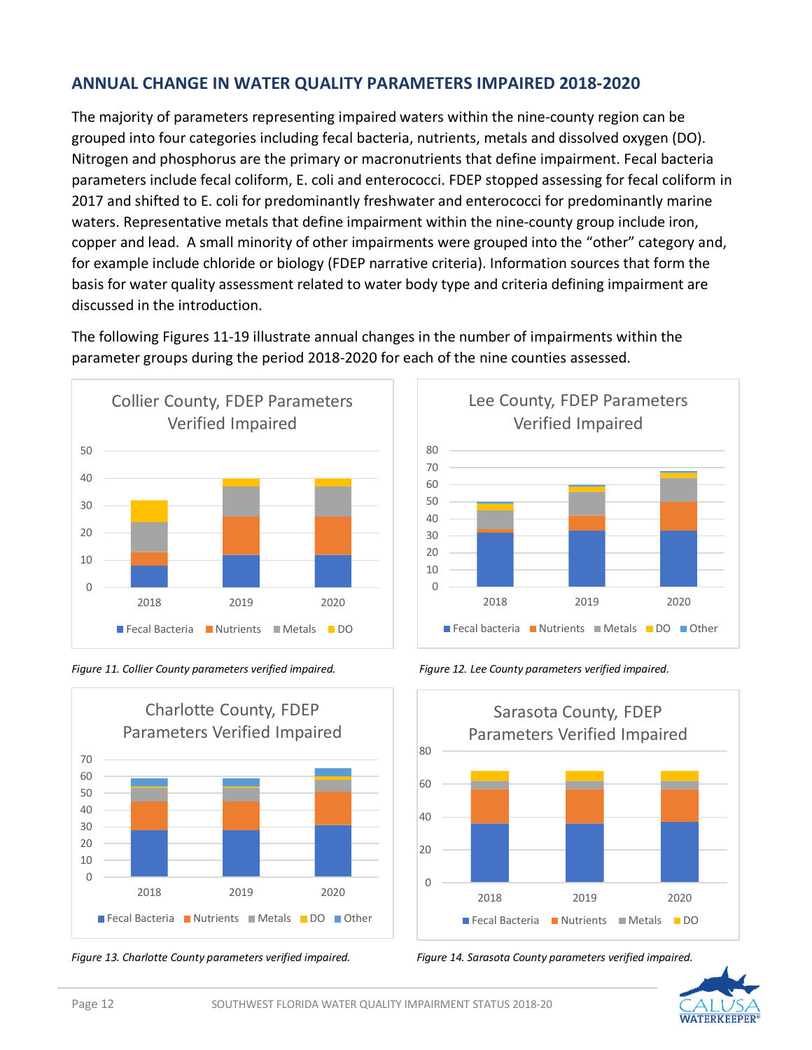## ANNUAL CHANGE IN WATER QUALITY PARAMETERS IMPAIRED 2018-2020

The majority of parameters representing impaired waters within the nine-county region can be grouped into four categories including fecal bacteria, nutrients, metals and dissolved oxygen (DO). Nitrogen and phosphorus are the primary or macronutrients that define impairment. Fecal bacteria parameters include fecal coliform, E. coli and enterococci. FDEP stopped assessing for fecal coliform in 2017 and shifted to E. coli for predominantly freshwater and enterococci for predominantly marine waters. Representative metals that define impairment within the nine-county group include iron, copper and lead. A small minority of other impairments were grouped into the "other" category and, for example include chloride or biology (FDEP narrative criteria). Information sources that form the basis for water quality assessment related to water body type and criteria defining impairment are discussed in the introduction.

The following Figures 11-19 illustrate annual changes in the number of impairments within the parameter groups during the period 2018-2020 for each of the nine counties assessed.

*Figure 11. Collier County parameters verified impaired.*

*Figure 12. Lee County parameters verified impaired.*

*Figure 13. Charlotte County parameters verified impaired.*

*Figure 14. Sarasota County parameters verified impaired.*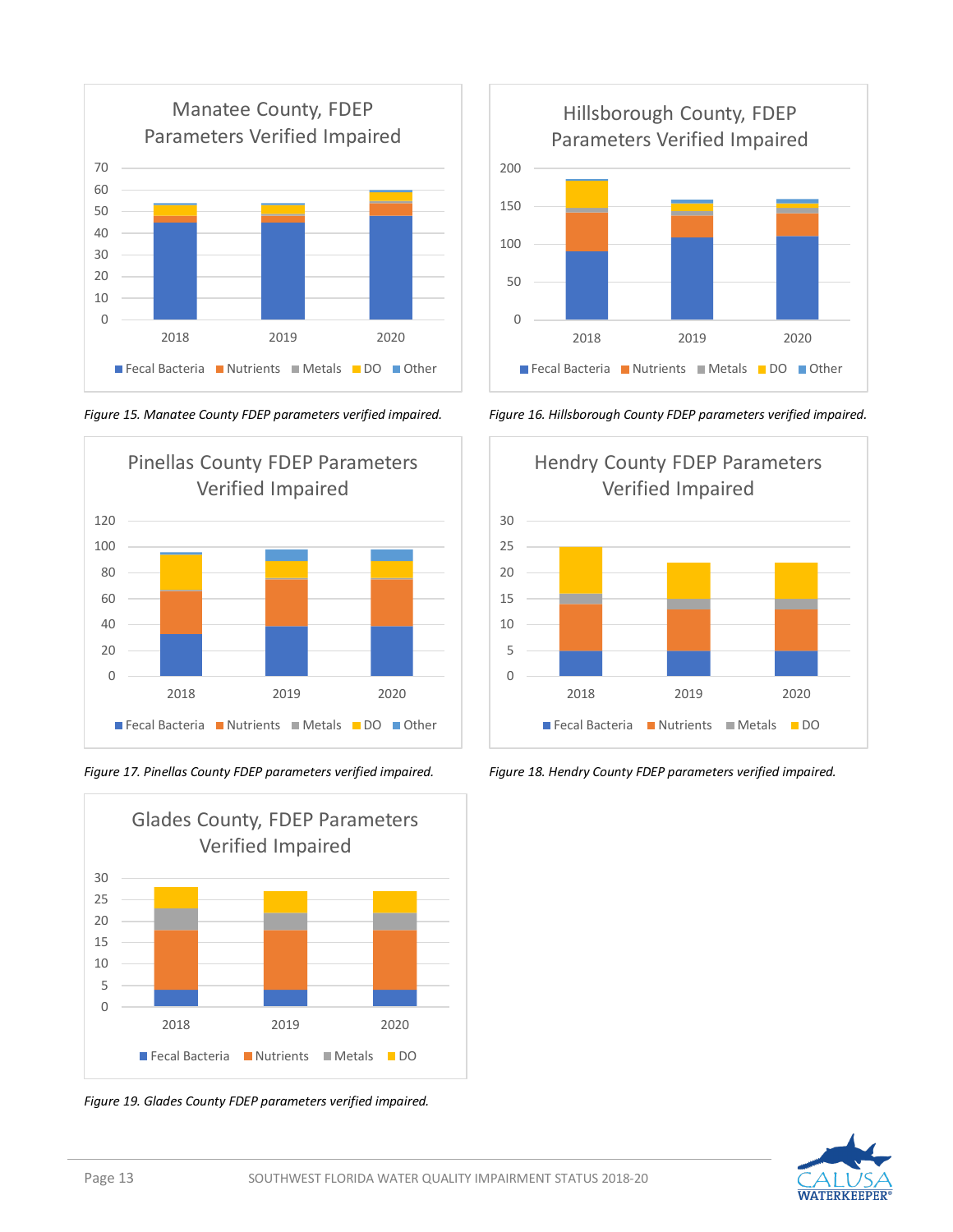Manatee County, FDEP Parameters Verified Impaired

*Figure 15. Manatee County FDEP parameters verified impaired.*

Hillsborough County, FDEP Parameters Verified Impaired

*Figure 16. Hillsborough County FDEP parameters verified impaired.*

Pinellas County FDEP Parameters Verified Impaired

*Figure 17. Pinellas County FDEP parameters verified impaired.*

Hendry County FDEP Parameters Verified Impaired

*Figure 18. Hendry County FDEP parameters verified impaired.*

Glades County, FDEP Parameters Verified Impaired

*Figure 19. Glades County FDEP parameters verified impaired.*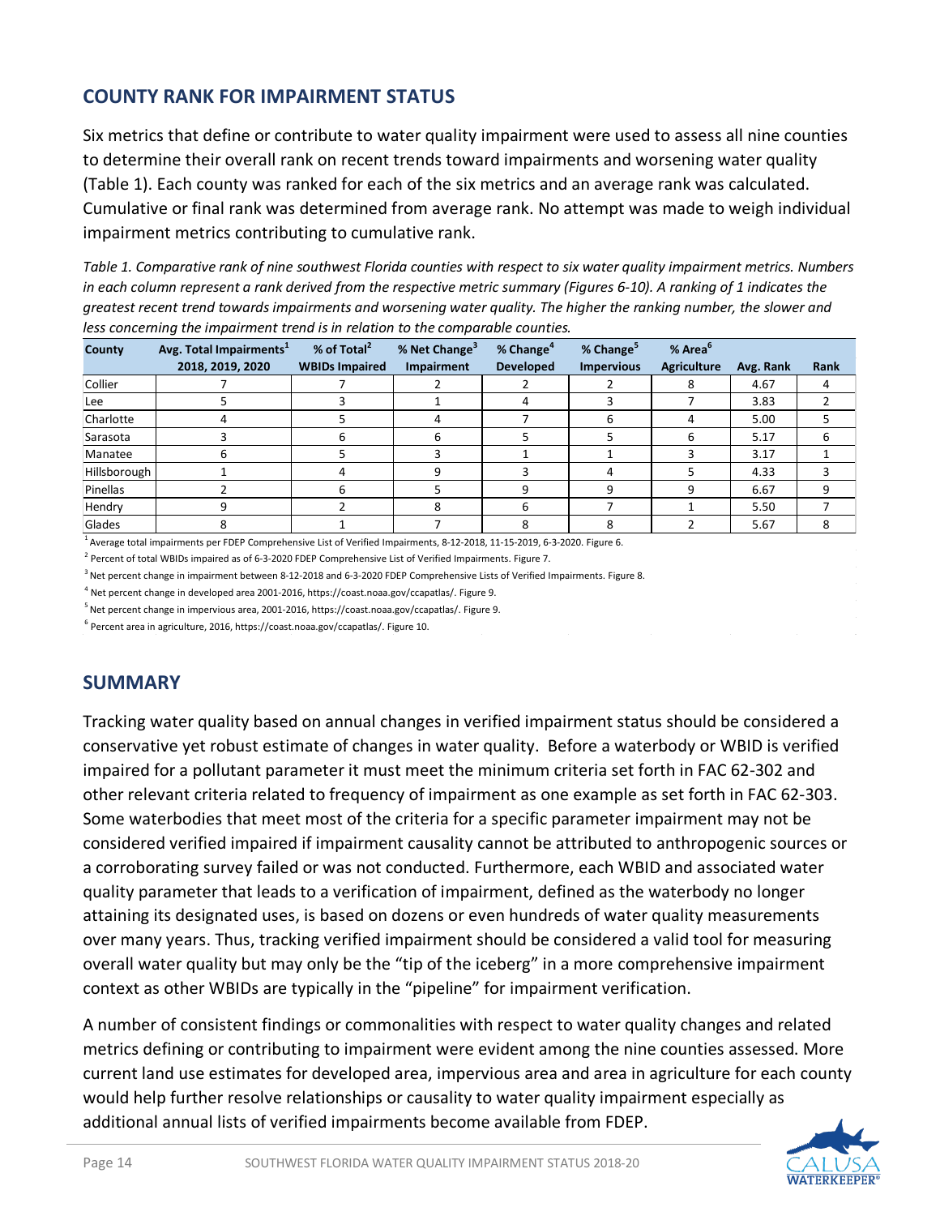## COUNTY RANK FOR IMPAIRMENT STATUS

Six metrics that define or contribute to water quality impairment were used to assess all nine counties to determine their overall rank on recent trends toward impairments and worsening water quality (Table 1). Each county was ranked for each of the six metrics and an average rank was calculated. Cumulative or final rank was determined from average rank. No attempt was made to weigh individual impairment metrics contributing to cumulative rank.

*Table 1. Comparative rank of nine southwest Florida counties with respect to six water quality impairment metrics. Numbers in each column represent a rank derived from the respective metric summary (Figures 6-10). A ranking of 1 indicates the greatest recent trend towards impairments and worsening water quality. The higher the ranking number, the slower and less concerning the impairment trend is in relation to the comparable counties.*

| County | Avg. Total Impairments[1] 2018, 2019, 2020 | % of Total[2] WBIDs Impaired | % Net Change[3] Impairment | % Change[4] Developed | % Change[5] Impervious | % Area[6] Agriculture | Avg. Rank | Rank |
|---|---|---|---|---|---|---|---|---|
| Collier | 7 | 7 | 2 | 2 | 2 | 8 | 4.67 | 4 |
| Lee | 5 | 3 | 1 | 4 | 3 | 7 | 3.83 | 2 |
| Charlotte | 4 | 5 | 4 | 7 | 6 | 4 | 5.00 | 5 |
| Sarasota | 3 | 6 | 6 | 5 | 5 | 6 | 5.17 | 6 |
| Manatee | 6 | 5 | 3 | 1 | 1 | 3 | 3.17 | 1 |
| Hillsborough | 1 | 4 | 9 | 3 | 4 | 5 | 4.33 | 3 |
| Pinellas | 2 | 6 | 5 | 9 | 9 | 9 | 6.67 | 9 |
| Hendry | 9 | 2 | 8 | 6 | 7 | 1 | 5.50 | 7 |
| Glades | 8 | 1 | 7 | 8 | 8 | 2 | 5.67 | 8 |

[1] Average total impairments per FDEP Comprehensive List of Verified Impairments, 8-12-2018, 11-15-2019, 6-3-2020. Figure 6.

[2] Percent of total WBIDs impaired as of 6-3-2020 FDEP Comprehensive List of Verified Impairments. Figure 7.

[3] Net percent change in impairment between 8-12-2018 and 6-3-2020 FDEP Comprehensive Lists of Verified Impairments. Figure 8.

[4] Net percent change in developed area 2001-2016, https://coast.noaa.gov/ccapatlas/. Figure 9.

[5] Net percent change in impervious area, 2001-2016, https://coast.noaa.gov/ccapatlas/. Figure 9.

[6] Percent area in agriculture, 2016, https://coast.noaa.gov/ccapatlas/. Figure 10.

## SUMMARY

Tracking water quality based on annual changes in verified impairment status should be considered a conservative yet robust estimate of changes in water quality. Before a waterbody or WBID is verified impaired for a pollutant parameter it must meet the minimum criteria set forth in FAC 62-302 and other relevant criteria related to frequency of impairment as one example as set forth in FAC 62-303. Some waterbodies that meet most of the criteria for a specific parameter impairment may not be considered verified impaired if impairment causality cannot be attributed to anthropogenic sources or a corroborating survey failed or was not conducted. Furthermore, each WBID and associated water quality parameter that leads to a verification of impairment, defined as the waterbody no longer attaining its designated uses, is based on dozens or even hundreds of water quality measurements over many years. Thus, tracking verified impairment should be considered a valid tool for measuring overall water quality but may only be the "tip of the iceberg" in a more comprehensive impairment context as other WBIDs are typically in the "pipeline" for impairment verification.

A number of consistent findings or commonalities with respect to water quality changes and related metrics defining or contributing to impairment were evident among the nine counties assessed. More current land use estimates for developed area, impervious area and area in agriculture for each county would help further resolve relationships or causality to water quality impairment especially as additional annual lists of verified impairments become available from FDEP.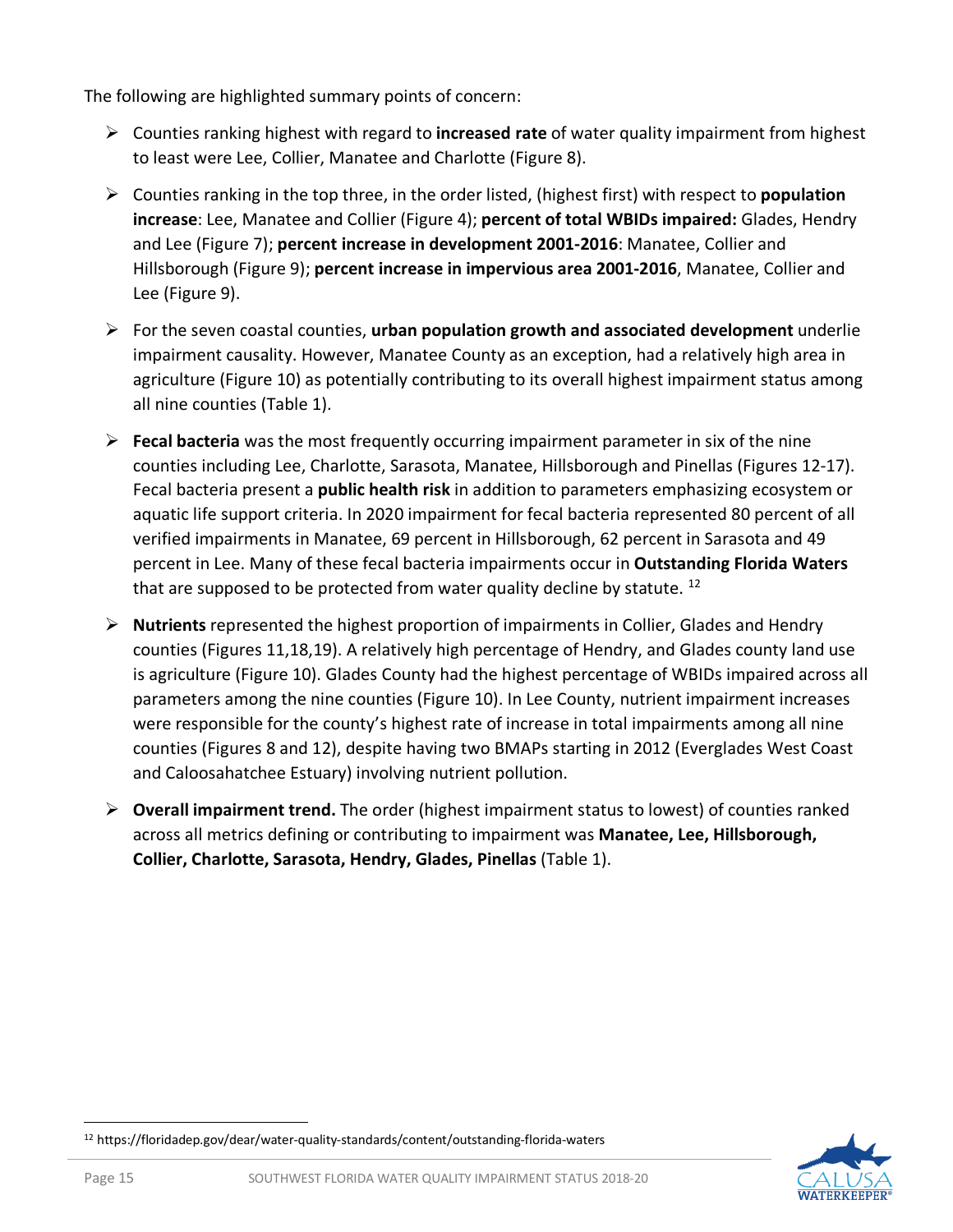The following are highlighted summary points of concern:

- Counties ranking highest with regard to **increased rate** of water quality impairment from highest to least were Lee, Collier, Manatee and Charlotte (Figure 8).
- Counties ranking in the top three, in the order listed, (highest first) with respect to **population increase**: Lee, Manatee and Collier (Figure 4); **percent of total WBIDs impaired:** Glades, Hendry and Lee (Figure 7); **percent increase in development 2001-2016**: Manatee, Collier and Hillsborough (Figure 9); **percent increase in impervious area 2001-2016**, Manatee, Collier and Lee (Figure 9).
- For the seven coastal counties, **urban population growth and associated development** underlie impairment causality. However, Manatee County as an exception, had a relatively high area in agriculture (Figure 10) as potentially contributing to its overall highest impairment status among all nine counties (Table 1).
- **Fecal bacteria** was the most frequently occurring impairment parameter in six of the nine counties including Lee, Charlotte, Sarasota, Manatee, Hillsborough and Pinellas (Figures 12-17). Fecal bacteria present a **public health risk** in addition to parameters emphasizing ecosystem or aquatic life support criteria. In 2020 impairment for fecal bacteria represented 80 percent of all verified impairments in Manatee, 69 percent in Hillsborough, 62 percent in Sarasota and 49 percent in Lee. Many of these fecal bacteria impairments occur in **Outstanding Florida Waters** that are supposed to be protected from water quality decline by statute. [12]
- **Nutrients** represented the highest proportion of impairments in Collier, Glades and Hendry counties (Figures 11,18,19). A relatively high percentage of Hendry, and Glades county land use is agriculture (Figure 10). Glades County had the highest percentage of WBIDs impaired across all parameters among the nine counties (Figure 10). In Lee County, nutrient impairment increases were responsible for the county's highest rate of increase in total impairments among all nine counties (Figures 8 and 12), despite having two BMAPs starting in 2012 (Everglades West Coast and Caloosahatchee Estuary) involving nutrient pollution.
- **Overall impairment trend.** The order (highest impairment status to lowest) of counties ranked across all metrics defining or contributing to impairment was **Manatee, Lee, Hillsborough, Collier, Charlotte, Sarasota, Hendry, Glades, Pinellas** (Table 1).

[12] https://floridadep.gov/dear/water-quality-standards/content/outstanding-florida-waters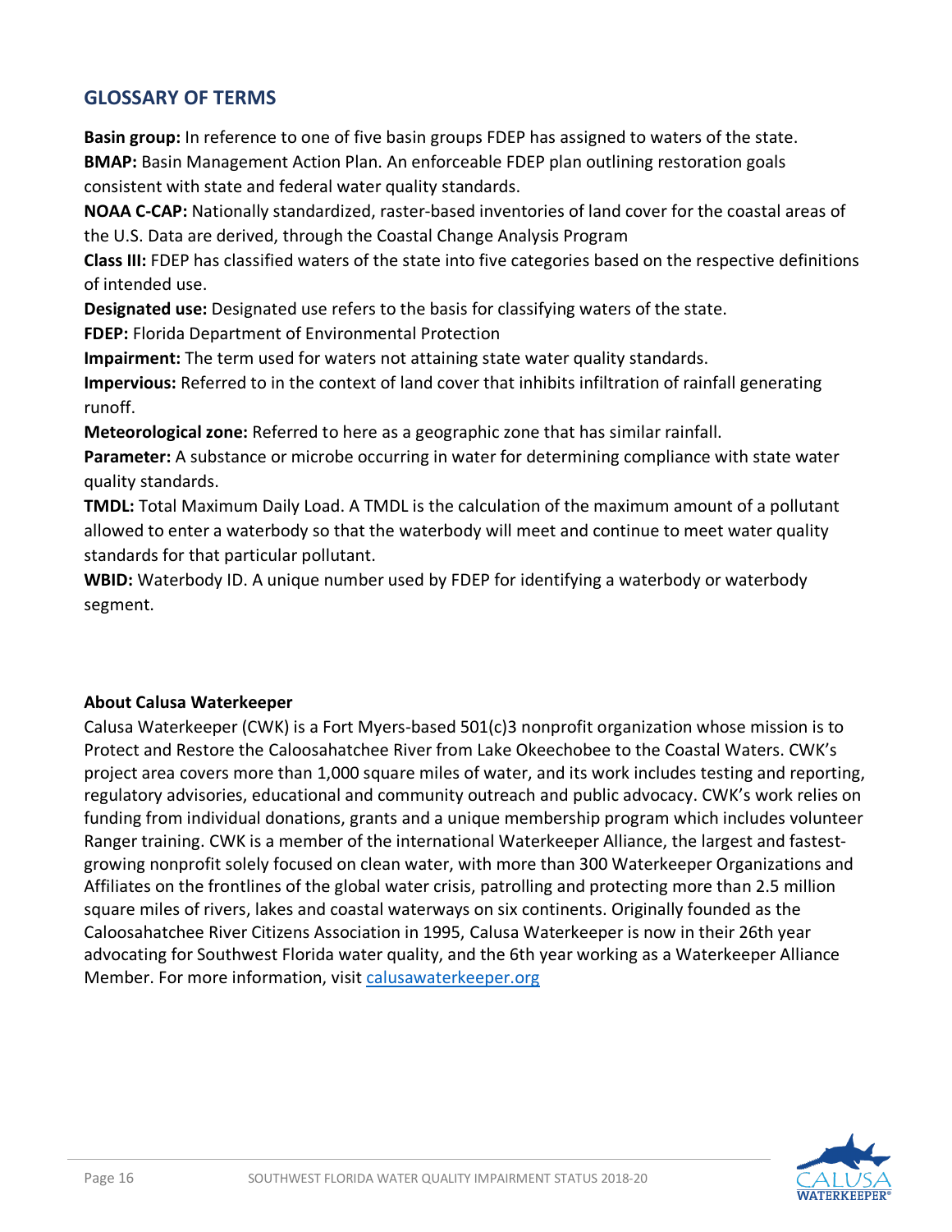## GLOSSARY OF TERMS

**Basin group:** In reference to one of five basin groups FDEP has assigned to waters of the state.
**BMAP:** Basin Management Action Plan. An enforceable FDEP plan outlining restoration goals consistent with state and federal water quality standards.
**NOAA C-CAP:** Nationally standardized, raster-based inventories of land cover for the coastal areas of the U.S. Data are derived, through the Coastal Change Analysis Program
**Class III:** FDEP has classified waters of the state into five categories based on the respective definitions of intended use.
**Designated use:** Designated use refers to the basis for classifying waters of the state.
**FDEP:** Florida Department of Environmental Protection
**Impairment:** The term used for waters not attaining state water quality standards.
**Impervious:** Referred to in the context of land cover that inhibits infiltration of rainfall generating runoff.
**Meteorological zone:** Referred to here as a geographic zone that has similar rainfall.
**Parameter:** A substance or microbe occurring in water for determining compliance with state water quality standards.
**TMDL:** Total Maximum Daily Load. A TMDL is the calculation of the maximum amount of a pollutant allowed to enter a waterbody so that the waterbody will meet and continue to meet water quality standards for that particular pollutant.
**WBID:** Waterbody ID. A unique number used by FDEP for identifying a waterbody or waterbody segment.

**About Calusa Waterkeeper**

Calusa Waterkeeper (CWK) is a Fort Myers-based 501(c)3 nonprofit organization whose mission is to Protect and Restore the Caloosahatchee River from Lake Okeechobee to the Coastal Waters. CWK's project area covers more than 1,000 square miles of water, and its work includes testing and reporting, regulatory advisories, educational and community outreach and public advocacy. CWK's work relies on funding from individual donations, grants and a unique membership program which includes volunteer Ranger training. CWK is a member of the international Waterkeeper Alliance, the largest and fastest-growing nonprofit solely focused on clean water, with more than 300 Waterkeeper Organizations and Affiliates on the frontlines of the global water crisis, patrolling and protecting more than 2.5 million square miles of rivers, lakes and coastal waterways on six continents. Originally founded as the Caloosahatchee River Citizens Association in 1995, Calusa Waterkeeper is now in their 26th year advocating for Southwest Florida water quality, and the 6th year working as a Waterkeeper Alliance Member. For more information, visit calusawaterkeeper.org